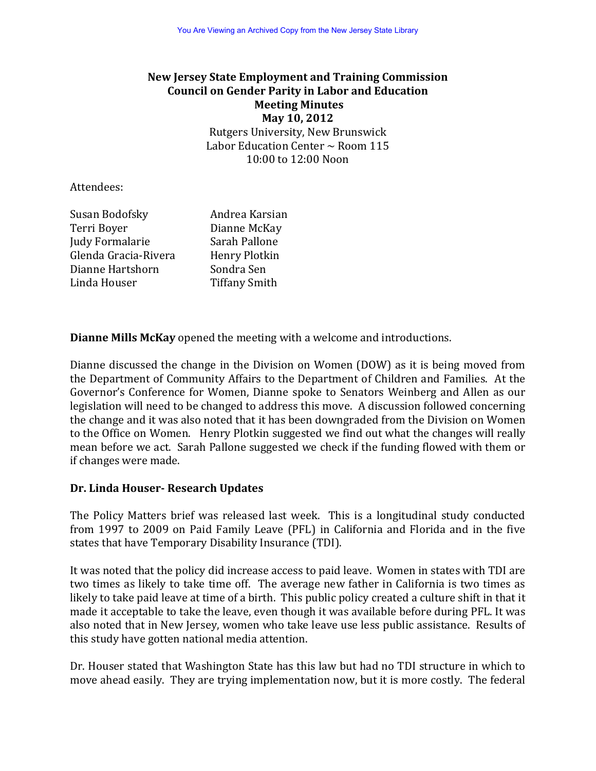# New Jersey State Employment and Training Commission
## Council on Gender Parity in Labor and Education
## Meeting Minutes
## May 10, 2012

Rutgers University, New Brunswick
Labor Education Center ~ Room 115
10:00 to 12:00 Noon

Attendees:

| | |
|---|---|
| Susan Bodofsky | Andrea Karsian |
| Terri Boyer | Dianne McKay |
| Judy Formalarie | Sarah Pallone |
| Glenda Gracia-Rivera | Henry Plotkin |
| Dianne Hartshorn | Sondra Sen |
| Linda Houser | Tiffany Smith |

**Dianne Mills McKay** opened the meeting with a welcome and introductions.

Dianne discussed the change in the Division on Women (DOW) as it is being moved from the Department of Community Affairs to the Department of Children and Families. At the Governor's Conference for Women, Dianne spoke to Senators Weinberg and Allen as our legislation will need to be changed to address this move. A discussion followed concerning the change and it was also noted that it has been downgraded from the Division on Women to the Office on Women. Henry Plotkin suggested we find out what the changes will really mean before we act. Sarah Pallone suggested we check if the funding flowed with them or if changes were made.

**Dr. Linda Houser- Research Updates**

The Policy Matters brief was released last week. This is a longitudinal study conducted from 1997 to 2009 on Paid Family Leave (PFL) in California and Florida and in the five states that have Temporary Disability Insurance (TDI).

It was noted that the policy did increase access to paid leave. Women in states with TDI are two times as likely to take time off. The average new father in California is two times as likely to take paid leave at time of a birth. This public policy created a culture shift in that it made it acceptable to take the leave, even though it was available before during PFL. It was also noted that in New Jersey, women who take leave use less public assistance. Results of this study have gotten national media attention.

Dr. Houser stated that Washington State has this law but had no TDI structure in which to move ahead easily. They are trying implementation now, but it is more costly. The federal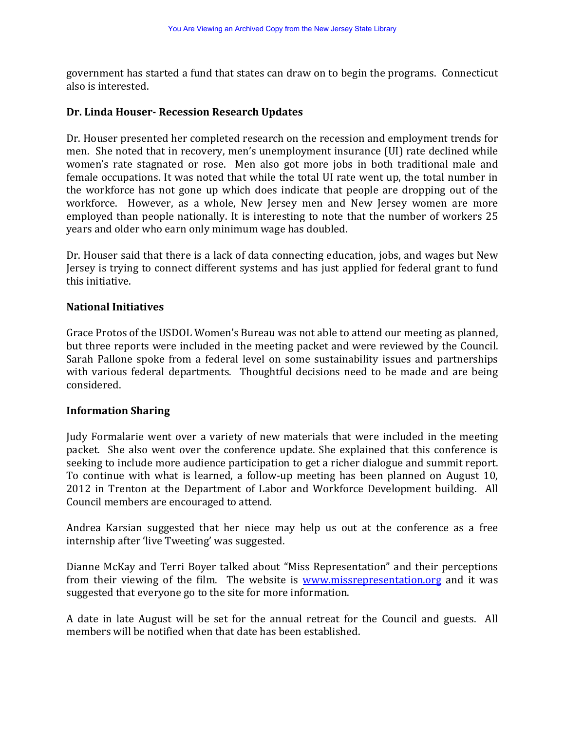government has started a fund that states can draw on to begin the programs. Connecticut also is interested.

### Dr. Linda Houser- Recession Research Updates

Dr. Houser presented her completed research on the recession and employment trends for men. She noted that in recovery, men's unemployment insurance (UI) rate declined while women's rate stagnated or rose. Men also got more jobs in both traditional male and female occupations. It was noted that while the total UI rate went up, the total number in the workforce has not gone up which does indicate that people are dropping out of the workforce. However, as a whole, New Jersey men and New Jersey women are more employed than people nationally. It is interesting to note that the number of workers 25 years and older who earn only minimum wage has doubled.

Dr. Houser said that there is a lack of data connecting education, jobs, and wages but New Jersey is trying to connect different systems and has just applied for federal grant to fund this initiative.

### National Initiatives

Grace Protos of the USDOL Women's Bureau was not able to attend our meeting as planned, but three reports were included in the meeting packet and were reviewed by the Council. Sarah Pallone spoke from a federal level on some sustainability issues and partnerships with various federal departments. Thoughtful decisions need to be made and are being considered.

### Information Sharing

Judy Formalarie went over a variety of new materials that were included in the meeting packet. She also went over the conference update. She explained that this conference is seeking to include more audience participation to get a richer dialogue and summit report. To continue with what is learned, a follow-up meeting has been planned on August 10, 2012 in Trenton at the Department of Labor and Workforce Development building. All Council members are encouraged to attend.

Andrea Karsian suggested that her niece may help us out at the conference as a free internship after 'live Tweeting' was suggested.

Dianne McKay and Terri Boyer talked about "Miss Representation" and their perceptions from their viewing of the film. The website is www.missrepresentation.org and it was suggested that everyone go to the site for more information.

A date in late August will be set for the annual retreat for the Council and guests. All members will be notified when that date has been established.